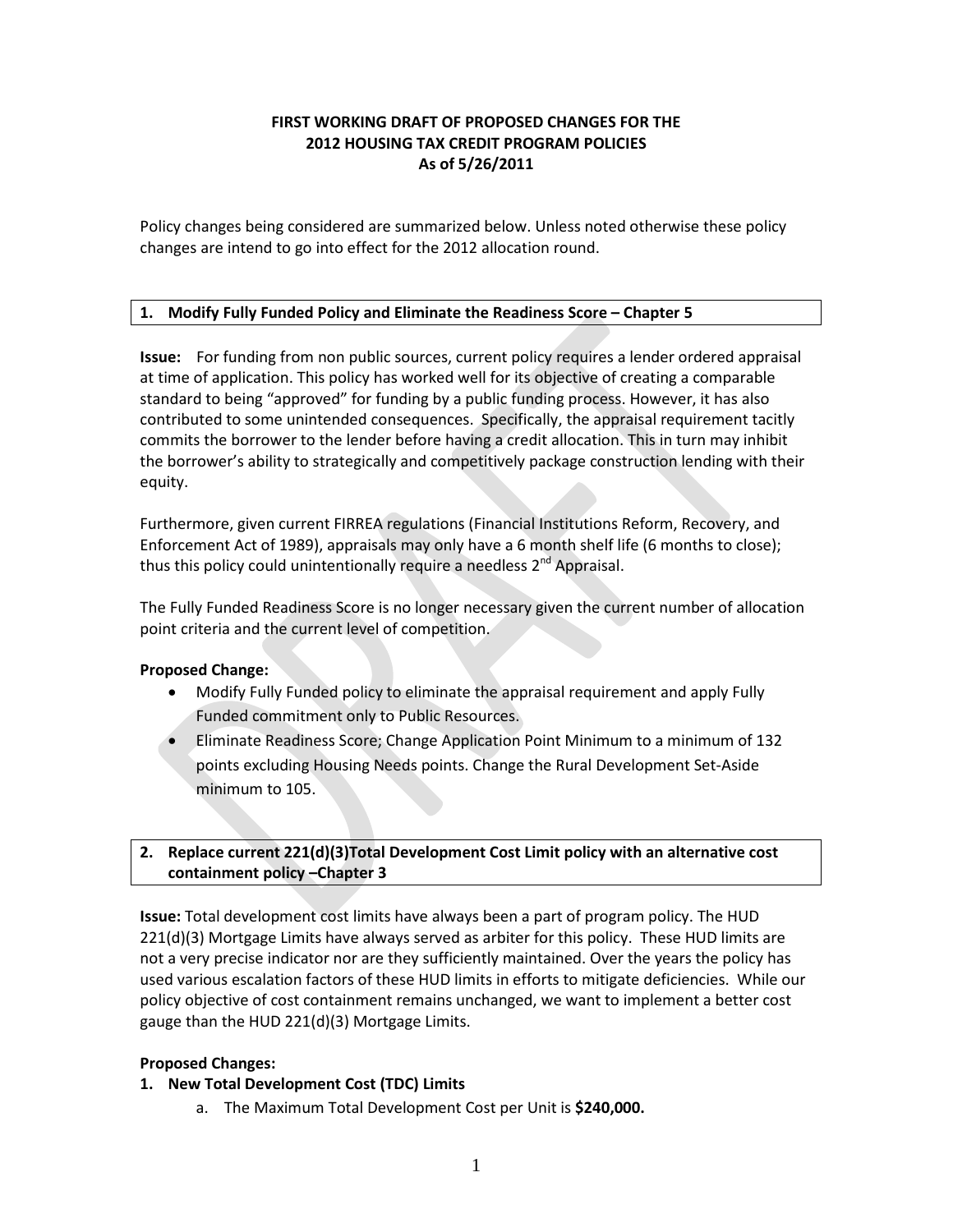**FIRST WORKING DRAFT OF PROPOSED CHANGES FOR THE 2012 HOUSING TAX CREDIT PROGRAM POLICIES**
**As of 5/26/2011**

Policy changes being considered are summarized below. Unless noted otherwise these policy changes are intend to go into effect for the 2012 allocation round.

## 1. Modify Fully Funded Policy and Eliminate the Readiness Score – Chapter 5

**Issue:** For funding from non public sources, current policy requires a lender ordered appraisal at time of application. This policy has worked well for its objective of creating a comparable standard to being "approved" for funding by a public funding process. However, it has also contributed to some unintended consequences. Specifically, the appraisal requirement tacitly commits the borrower to the lender before having a credit allocation. This in turn may inhibit the borrower's ability to strategically and competitively package construction lending with their equity.

Furthermore, given current FIRREA regulations (Financial Institutions Reform, Recovery, and Enforcement Act of 1989), appraisals may only have a 6 month shelf life (6 months to close); thus this policy could unintentionally require a needless 2nd Appraisal.

The Fully Funded Readiness Score is no longer necessary given the current number of allocation point criteria and the current level of competition.

**Proposed Change:**

- Modify Fully Funded policy to eliminate the appraisal requirement and apply Fully Funded commitment only to Public Resources.
- Eliminate Readiness Score; Change Application Point Minimum to a minimum of 132 points excluding Housing Needs points. Change the Rural Development Set-Aside minimum to 105.

## 2. Replace current 221(d)(3)Total Development Cost Limit policy with an alternative cost containment policy –Chapter 3

**Issue:** Total development cost limits have always been a part of program policy. The HUD 221(d)(3) Mortgage Limits have always served as arbiter for this policy. These HUD limits are not a very precise indicator nor are they sufficiently maintained. Over the years the policy has used various escalation factors of these HUD limits in efforts to mitigate deficiencies. While our policy objective of cost containment remains unchanged, we want to implement a better cost gauge than the HUD 221(d)(3) Mortgage Limits.

**Proposed Changes:**

**1. New Total Development Cost (TDC) Limits**

a. The Maximum Total Development Cost per Unit is **$240,000.**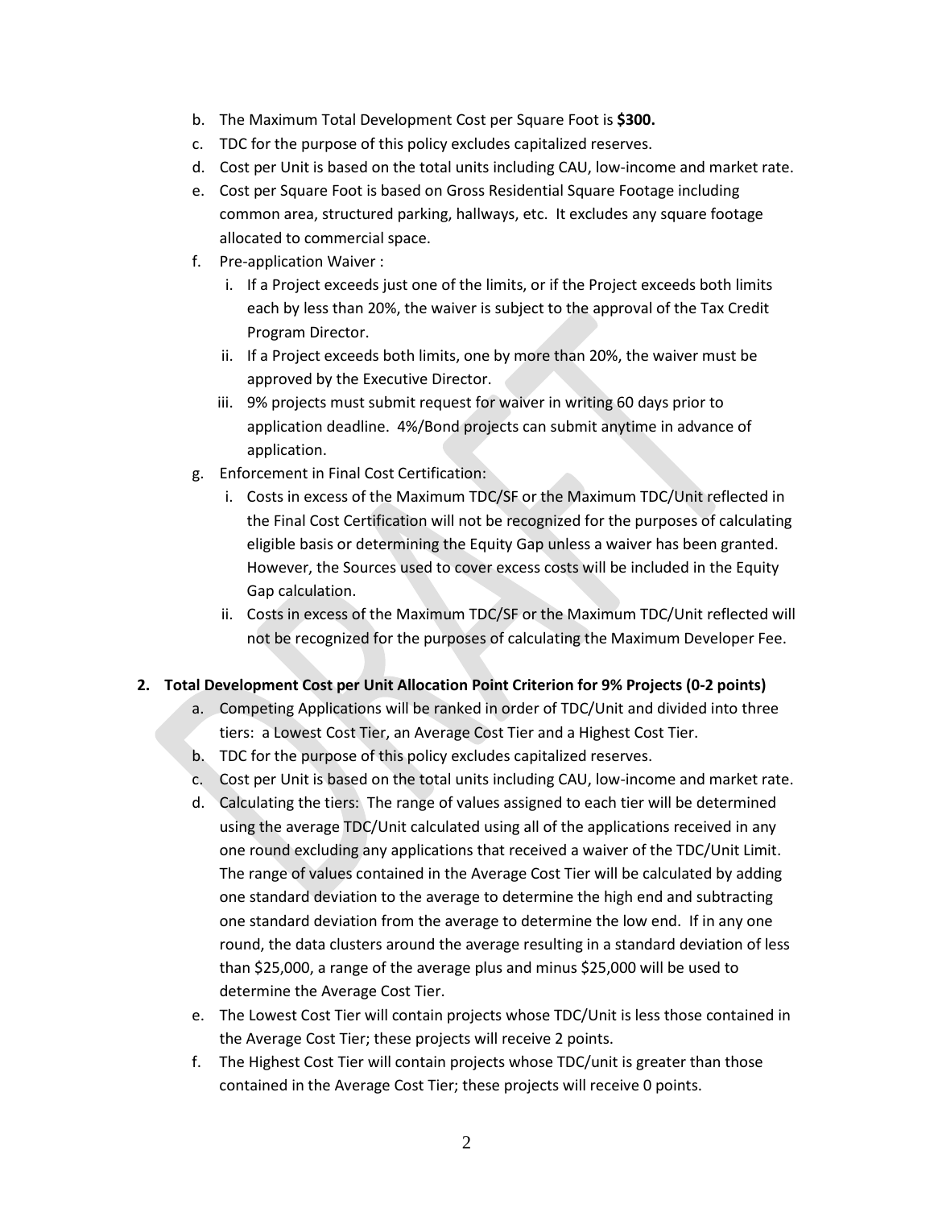b. The Maximum Total Development Cost per Square Foot is **$300.**

c. TDC for the purpose of this policy excludes capitalized reserves.

d. Cost per Unit is based on the total units including CAU, low-income and market rate.

e. Cost per Square Foot is based on Gross Residential Square Footage including common area, structured parking, hallways, etc. It excludes any square footage allocated to commercial space.

f. Pre-application Waiver :

   i. If a Project exceeds just one of the limits, or if the Project exceeds both limits each by less than 20%, the waiver is subject to the approval of the Tax Credit Program Director.

   ii. If a Project exceeds both limits, one by more than 20%, the waiver must be approved by the Executive Director.

   iii. 9% projects must submit request for waiver in writing 60 days prior to application deadline. 4%/Bond projects can submit anytime in advance of application.

g. Enforcement in Final Cost Certification:

   i. Costs in excess of the Maximum TDC/SF or the Maximum TDC/Unit reflected in the Final Cost Certification will not be recognized for the purposes of calculating eligible basis or determining the Equity Gap unless a waiver has been granted. However, the Sources used to cover excess costs will be included in the Equity Gap calculation.

   ii. Costs in excess of the Maximum TDC/SF or the Maximum TDC/Unit reflected will not be recognized for the purposes of calculating the Maximum Developer Fee.

**2. Total Development Cost per Unit Allocation Point Criterion for 9% Projects (0-2 points)**

a. Competing Applications will be ranked in order of TDC/Unit and divided into three tiers: a Lowest Cost Tier, an Average Cost Tier and a Highest Cost Tier.

b. TDC for the purpose of this policy excludes capitalized reserves.

c. Cost per Unit is based on the total units including CAU, low-income and market rate.

d. Calculating the tiers: The range of values assigned to each tier will be determined using the average TDC/Unit calculated using all of the applications received in any one round excluding any applications that received a waiver of the TDC/Unit Limit. The range of values contained in the Average Cost Tier will be calculated by adding one standard deviation to the average to determine the high end and subtracting one standard deviation from the average to determine the low end. If in any one round, the data clusters around the average resulting in a standard deviation of less than $25,000, a range of the average plus and minus $25,000 will be used to determine the Average Cost Tier.

e. The Lowest Cost Tier will contain projects whose TDC/Unit is less those contained in the Average Cost Tier; these projects will receive 2 points.

f. The Highest Cost Tier will contain projects whose TDC/unit is greater than those contained in the Average Cost Tier; these projects will receive 0 points.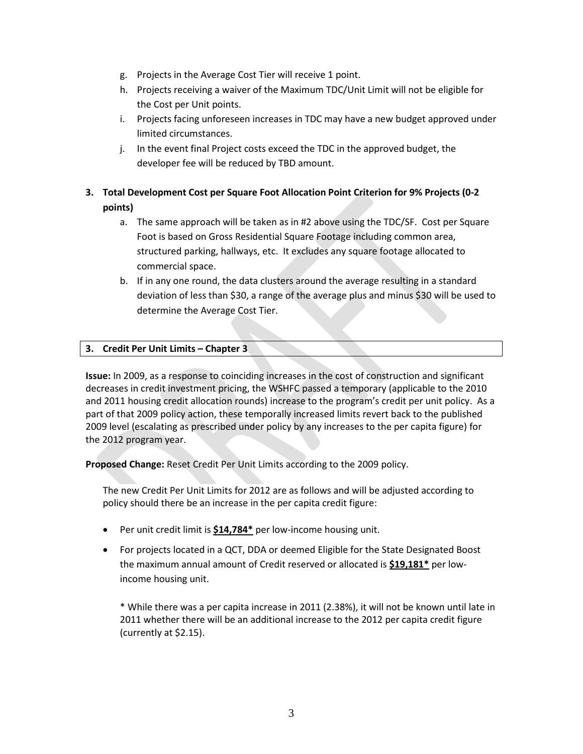g. Projects in the Average Cost Tier will receive 1 point.
h. Projects receiving a waiver of the Maximum TDC/Unit Limit will not be eligible for the Cost per Unit points.
i. Projects facing unforeseen increases in TDC may have a new budget approved under limited circumstances.
j. In the event final Project costs exceed the TDC in the approved budget, the developer fee will be reduced by TBD amount.

**3. Total Development Cost per Square Foot Allocation Point Criterion for 9% Projects (0-2 points)**

a. The same approach will be taken as in #2 above using the TDC/SF. Cost per Square Foot is based on Gross Residential Square Footage including common area, structured parking, hallways, etc. It excludes any square footage allocated to commercial space.
b. If in any one round, the data clusters around the average resulting in a standard deviation of less than $30, a range of the average plus and minus $30 will be used to determine the Average Cost Tier.

## 3. Credit Per Unit Limits – Chapter 3

**Issue:** In 2009, as a response to coinciding increases in the cost of construction and significant decreases in credit investment pricing, the WSHFC passed a temporary (applicable to the 2010 and 2011 housing credit allocation rounds) increase to the program's credit per unit policy. As a part of that 2009 policy action, these temporally increased limits revert back to the published 2009 level (escalating as prescribed under policy by any increases to the per capita figure) for the 2012 program year.

**Proposed Change:** Reset Credit Per Unit Limits according to the 2009 policy.

The new Credit Per Unit Limits for 2012 are as follows and will be adjusted according to policy should there be an increase in the per capita credit figure:

- Per unit credit limit is **$14,784*** per low-income housing unit.
- For projects located in a QCT, DDA or deemed Eligible for the State Designated Boost the maximum annual amount of Credit reserved or allocated is **$19,181*** per low-income housing unit.

  * While there was a per capita increase in 2011 (2.38%), it will not be known until late in 2011 whether there will be an additional increase to the 2012 per capita credit figure (currently at $2.15).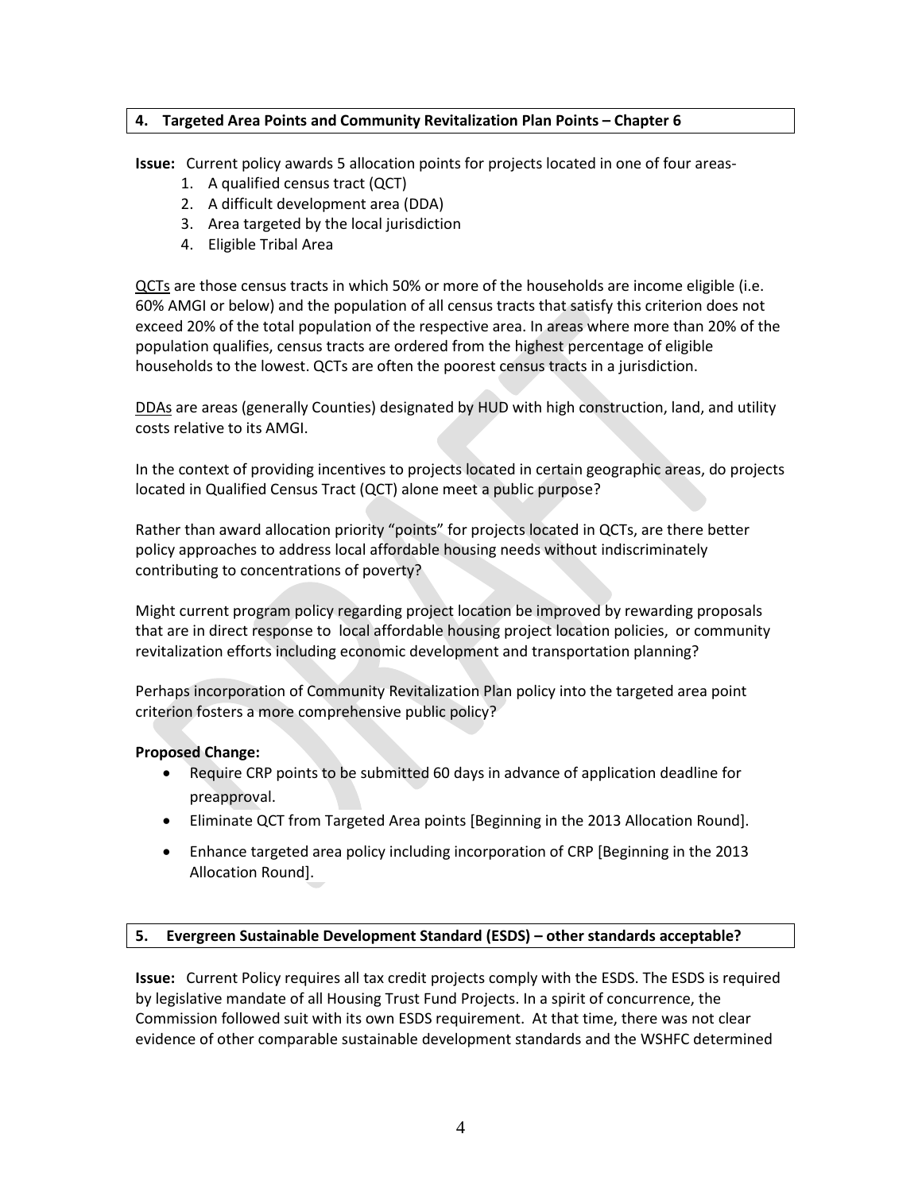## 4. Targeted Area Points and Community Revitalization Plan Points – Chapter 6

**Issue:** Current policy awards 5 allocation points for projects located in one of four areas-

1. A qualified census tract (QCT)
2. A difficult development area (DDA)
3. Area targeted by the local jurisdiction
4. Eligible Tribal Area

QCTs are those census tracts in which 50% or more of the households are income eligible (i.e. 60% AMGI or below) and the population of all census tracts that satisfy this criterion does not exceed 20% of the total population of the respective area. In areas where more than 20% of the population qualifies, census tracts are ordered from the highest percentage of eligible households to the lowest. QCTs are often the poorest census tracts in a jurisdiction.

DDAs are areas (generally Counties) designated by HUD with high construction, land, and utility costs relative to its AMGI.

In the context of providing incentives to projects located in certain geographic areas, do projects located in Qualified Census Tract (QCT) alone meet a public purpose?

Rather than award allocation priority "points" for projects located in QCTs, are there better policy approaches to address local affordable housing needs without indiscriminately contributing to concentrations of poverty?

Might current program policy regarding project location be improved by rewarding proposals that are in direct response to local affordable housing project location policies, or community revitalization efforts including economic development and transportation planning?

Perhaps incorporation of Community Revitalization Plan policy into the targeted area point criterion fosters a more comprehensive public policy?

**Proposed Change:**

- Require CRP points to be submitted 60 days in advance of application deadline for preapproval.
- Eliminate QCT from Targeted Area points [Beginning in the 2013 Allocation Round].
- Enhance targeted area policy including incorporation of CRP [Beginning in the 2013 Allocation Round].

## 5. Evergreen Sustainable Development Standard (ESDS) – other standards acceptable?

**Issue:** Current Policy requires all tax credit projects comply with the ESDS. The ESDS is required by legislative mandate of all Housing Trust Fund Projects. In a spirit of concurrence, the Commission followed suit with its own ESDS requirement. At that time, there was not clear evidence of other comparable sustainable development standards and the WSHFC determined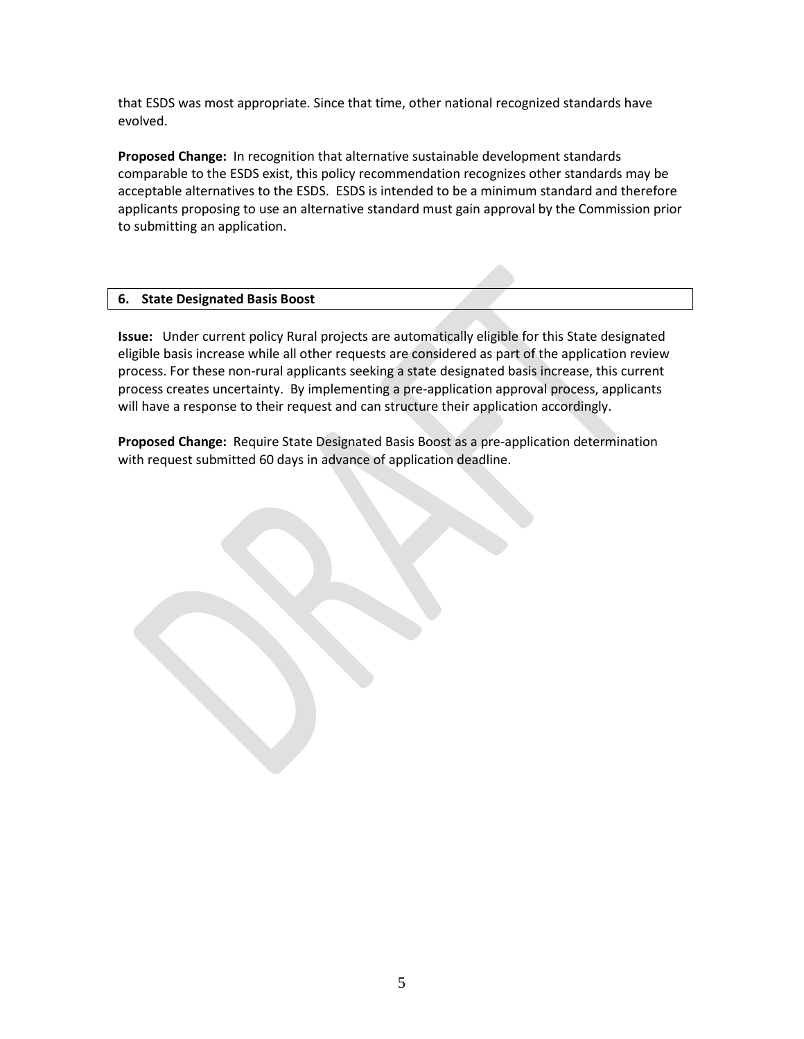that ESDS was most appropriate. Since that time, other national recognized standards have evolved.

**Proposed Change:** In recognition that alternative sustainable development standards comparable to the ESDS exist, this policy recommendation recognizes other standards may be acceptable alternatives to the ESDS. ESDS is intended to be a minimum standard and therefore applicants proposing to use an alternative standard must gain approval by the Commission prior to submitting an application.

## 6. State Designated Basis Boost

**Issue:** Under current policy Rural projects are automatically eligible for this State designated eligible basis increase while all other requests are considered as part of the application review process. For these non-rural applicants seeking a state designated basis increase, this current process creates uncertainty. By implementing a pre-application approval process, applicants will have a response to their request and can structure their application accordingly.

**Proposed Change:** Require State Designated Basis Boost as a pre-application determination with request submitted 60 days in advance of application deadline.